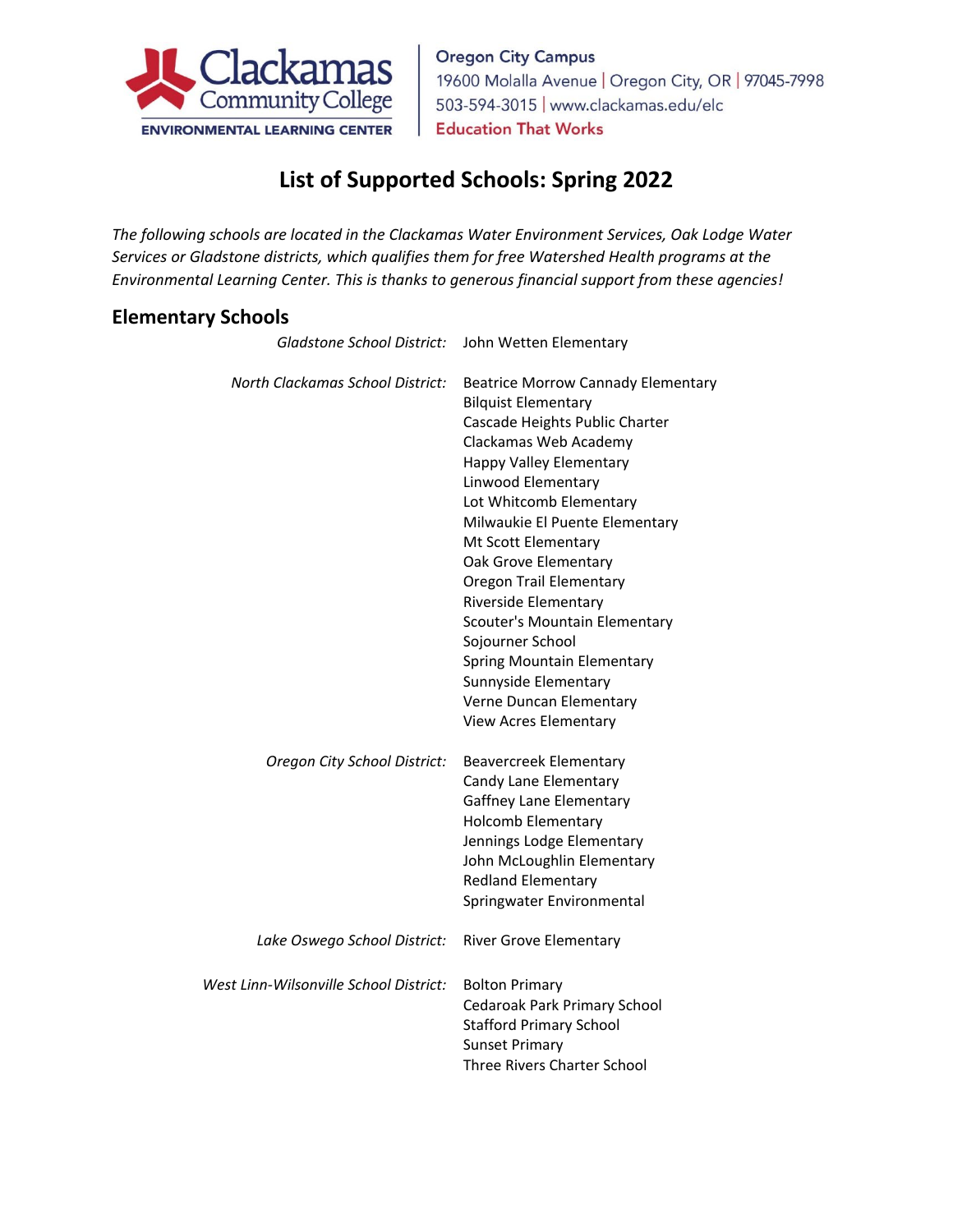Clackamas Community College
ENVIRONMENTAL LEARNING CENTER

**Oregon City Campus**
19600 Molalla Avenue | Oregon City, OR | 97045-7998
503-594-3015 | www.clackamas.edu/elc
**Education That Works**

# List of Supported Schools: Spring 2022

*The following schools are located in the Clackamas Water Environment Services, Oak Lodge Water Services or Gladstone districts, which qualifies them for free Watershed Health programs at the Environmental Learning Center. This is thanks to generous financial support from these agencies!*

## Elementary Schools

*Gladstone School District:*
- John Wetten Elementary

*North Clackamas School District:*
- Beatrice Morrow Cannady Elementary
- Bilquist Elementary
- Cascade Heights Public Charter
- Clackamas Web Academy
- Happy Valley Elementary
- Linwood Elementary
- Lot Whitcomb Elementary
- Milwaukie El Puente Elementary
- Mt Scott Elementary
- Oak Grove Elementary
- Oregon Trail Elementary
- Riverside Elementary
- Scouter's Mountain Elementary
- Sojourner School
- Spring Mountain Elementary
- Sunnyside Elementary
- Verne Duncan Elementary
- View Acres Elementary

*Oregon City School District:*
- Beavercreek Elementary
- Candy Lane Elementary
- Gaffney Lane Elementary
- Holcomb Elementary
- Jennings Lodge Elementary
- John McLoughlin Elementary
- Redland Elementary
- Springwater Environmental

*Lake Oswego School District:*
- River Grove Elementary

*West Linn-Wilsonville School District:*
- Bolton Primary
- Cedaroak Park Primary School
- Stafford Primary School
- Sunset Primary
- Three Rivers Charter School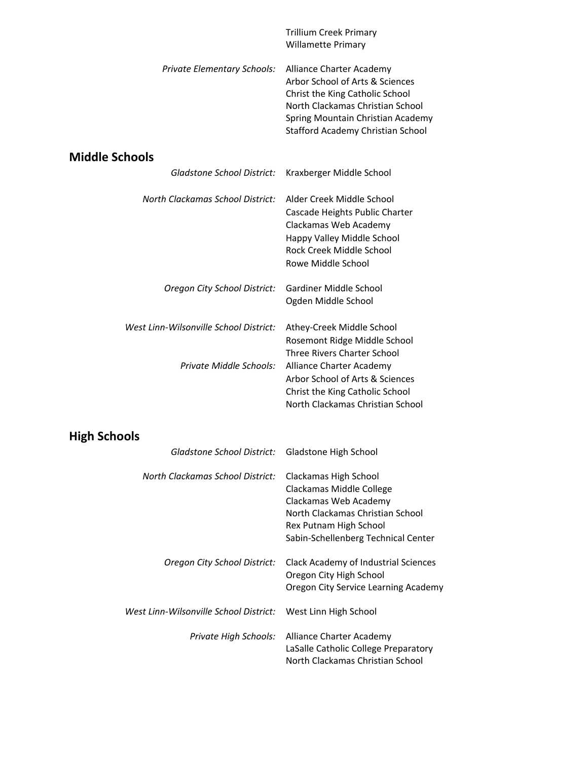Trillium Creek Primary
Willamette Primary

*Private Elementary Schools:*
- Alliance Charter Academy
- Arbor School of Arts & Sciences
- Christ the King Catholic School
- North Clackamas Christian School
- Spring Mountain Christian Academy
- Stafford Academy Christian School

## Middle Schools

*Gladstone School District:*
- Kraxberger Middle School

*North Clackamas School District:*
- Alder Creek Middle School
- Cascade Heights Public Charter
- Clackamas Web Academy
- Happy Valley Middle School
- Rock Creek Middle School
- Rowe Middle School

*Oregon City School District:*
- Gardiner Middle School
- Ogden Middle School

*West Linn-Wilsonville School District:*
- Athey-Creek Middle School
- Rosemont Ridge Middle School
- Three Rivers Charter School

*Private Middle Schools:*
- Alliance Charter Academy
- Arbor School of Arts & Sciences
- Christ the King Catholic School
- North Clackamas Christian School

## High Schools

*Gladstone School District:*
- Gladstone High School

*North Clackamas School District:*
- Clackamas High School
- Clackamas Middle College
- Clackamas Web Academy
- North Clackamas Christian School
- Rex Putnam High School
- Sabin-Schellenberg Technical Center

*Oregon City School District:*
- Clack Academy of Industrial Sciences
- Oregon City High School
- Oregon City Service Learning Academy

*West Linn-Wilsonville School District:*
- West Linn High School

*Private High Schools:*
- Alliance Charter Academy
- LaSalle Catholic College Preparatory
- North Clackamas Christian School